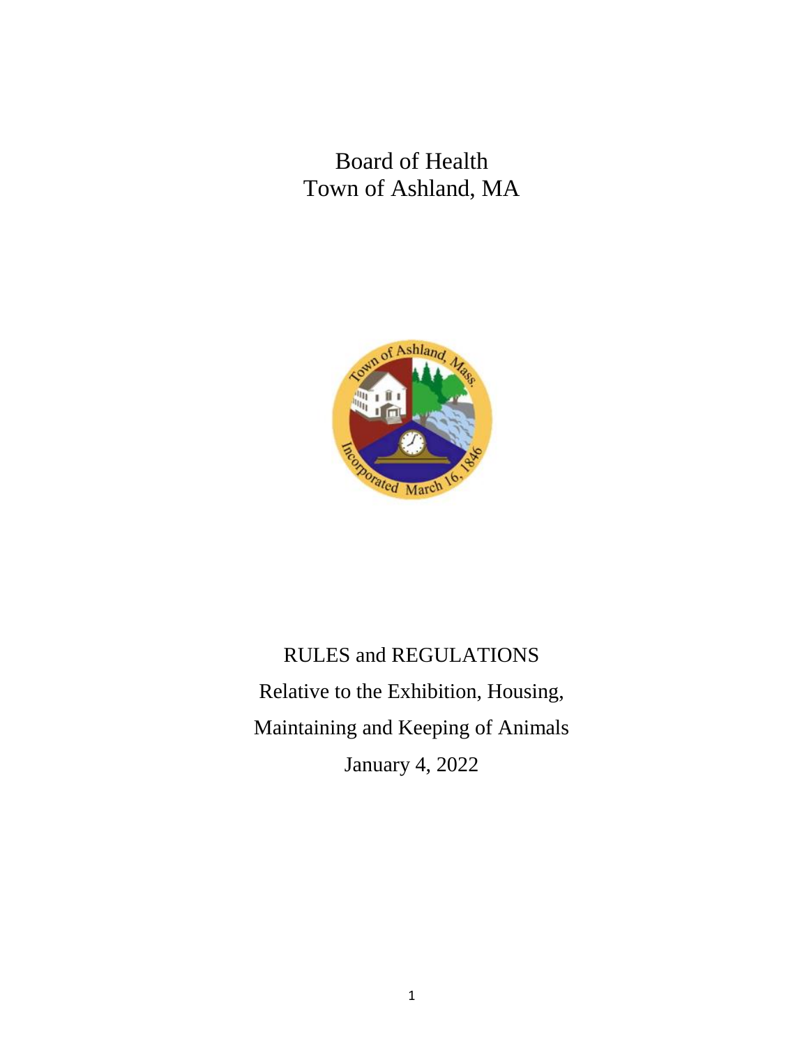# Board of Health
# Town of Ashland, MA

## RULES and REGULATIONS

Relative to the Exhibition, Housing,

Maintaining and Keeping of Animals

January 4, 2022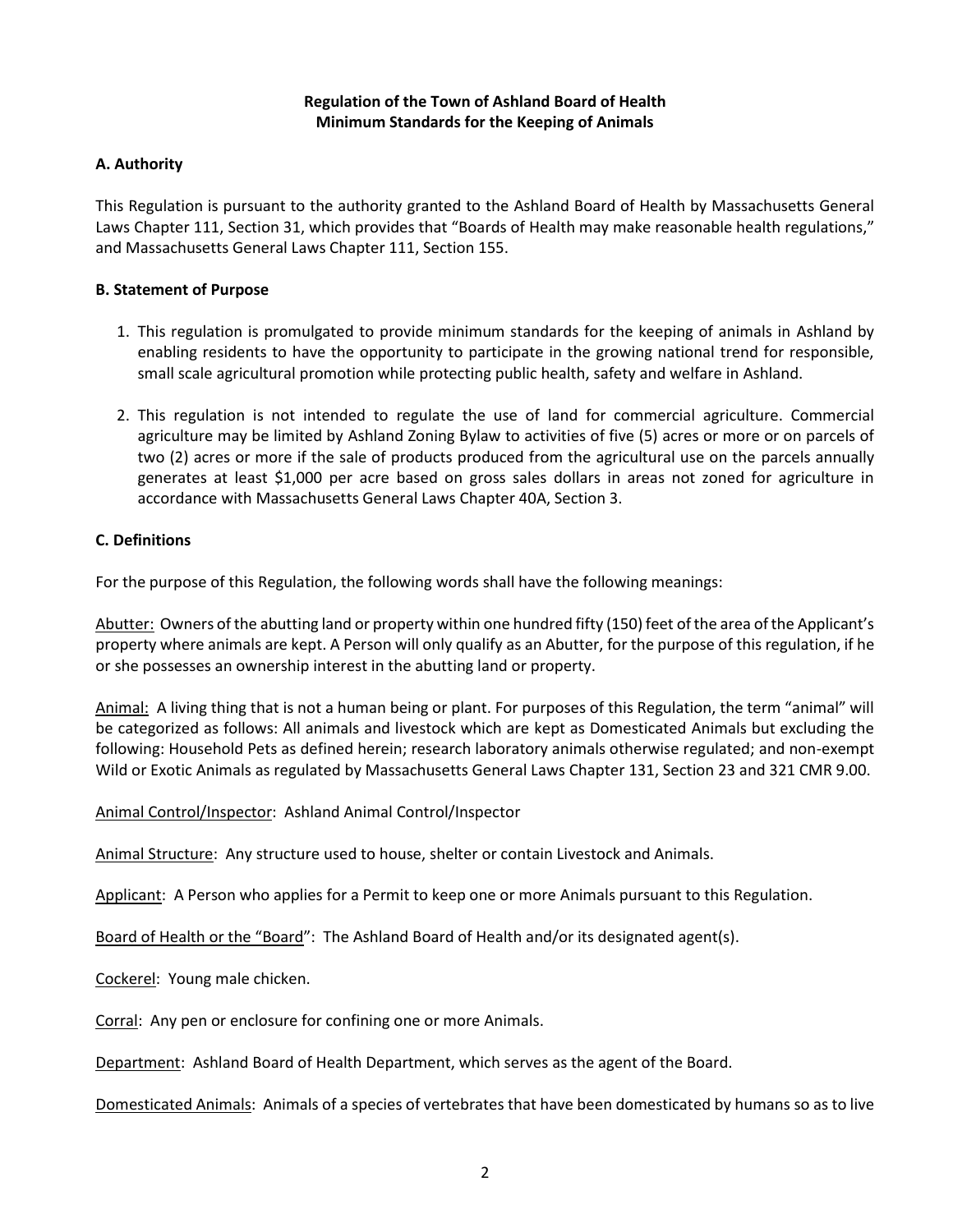**Regulation of the Town of Ashland Board of Health**
**Minimum Standards for the Keeping of Animals**

## A. Authority

This Regulation is pursuant to the authority granted to the Ashland Board of Health by Massachusetts General Laws Chapter 111, Section 31, which provides that "Boards of Health may make reasonable health regulations," and Massachusetts General Laws Chapter 111, Section 155.

## B. Statement of Purpose

1. This regulation is promulgated to provide minimum standards for the keeping of animals in Ashland by enabling residents to have the opportunity to participate in the growing national trend for responsible, small scale agricultural promotion while protecting public health, safety and welfare in Ashland.

2. This regulation is not intended to regulate the use of land for commercial agriculture. Commercial agriculture may be limited by Ashland Zoning Bylaw to activities of five (5) acres or more or on parcels of two (2) acres or more if the sale of products produced from the agricultural use on the parcels annually generates at least $1,000 per acre based on gross sales dollars in areas not zoned for agriculture in accordance with Massachusetts General Laws Chapter 40A, Section 3.

## C. Definitions

For the purpose of this Regulation, the following words shall have the following meanings:

<u>Abutter:</u> Owners of the abutting land or property within one hundred fifty (150) feet of the area of the Applicant's property where animals are kept. A Person will only qualify as an Abutter, for the purpose of this regulation, if he or she possesses an ownership interest in the abutting land or property.

<u>Animal:</u> A living thing that is not a human being or plant. For purposes of this Regulation, the term "animal" will be categorized as follows: All animals and livestock which are kept as Domesticated Animals but excluding the following: Household Pets as defined herein; research laboratory animals otherwise regulated; and non-exempt Wild or Exotic Animals as regulated by Massachusetts General Laws Chapter 131, Section 23 and 321 CMR 9.00.

<u>Animal Control/Inspector</u>: Ashland Animal Control/Inspector

<u>Animal Structure</u>: Any structure used to house, shelter or contain Livestock and Animals.

<u>Applicant</u>: A Person who applies for a Permit to keep one or more Animals pursuant to this Regulation.

<u>Board of Health or the "Board</u>": The Ashland Board of Health and/or its designated agent(s).

<u>Cockerel</u>: Young male chicken.

<u>Corral</u>: Any pen or enclosure for confining one or more Animals.

<u>Department</u>: Ashland Board of Health Department, which serves as the agent of the Board.

<u>Domesticated Animals</u>: Animals of a species of vertebrates that have been domesticated by humans so as to live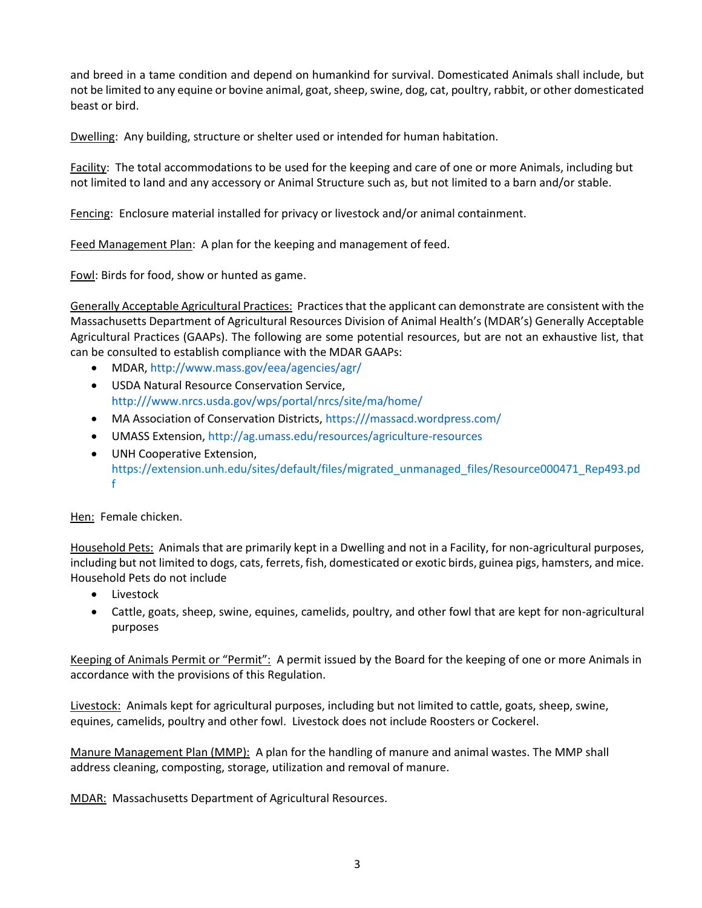and breed in a tame condition and depend on humankind for survival. Domesticated Animals shall include, but not be limited to any equine or bovine animal, goat, sheep, swine, dog, cat, poultry, rabbit, or other domesticated beast or bird.

Dwelling: Any building, structure or shelter used or intended for human habitation.

Facility: The total accommodations to be used for the keeping and care of one or more Animals, including but not limited to land and any accessory or Animal Structure such as, but not limited to a barn and/or stable.

Fencing: Enclosure material installed for privacy or livestock and/or animal containment.

Feed Management Plan: A plan for the keeping and management of feed.

Fowl: Birds for food, show or hunted as game.

Generally Acceptable Agricultural Practices: Practices that the applicant can demonstrate are consistent with the Massachusetts Department of Agricultural Resources Division of Animal Health's (MDAR's) Generally Acceptable Agricultural Practices (GAAPs). The following are some potential resources, but are not an exhaustive list, that can be consulted to establish compliance with the MDAR GAAPs:

- MDAR, http://www.mass.gov/eea/agencies/agr/
- USDA Natural Resource Conservation Service, http:///www.nrcs.usda.gov/wps/portal/nrcs/site/ma/home/
- MA Association of Conservation Districts, https:///massacd.wordpress.com/
- UMASS Extension, http://ag.umass.edu/resources/agriculture-resources
- UNH Cooperative Extension, https://extension.unh.edu/sites/default/files/migrated_unmanaged_files/Resource000471_Rep493.pdf

Hen: Female chicken.

Household Pets: Animals that are primarily kept in a Dwelling and not in a Facility, for non-agricultural purposes, including but not limited to dogs, cats, ferrets, fish, domesticated or exotic birds, guinea pigs, hamsters, and mice. Household Pets do not include

- Livestock
- Cattle, goats, sheep, swine, equines, camelids, poultry, and other fowl that are kept for non-agricultural purposes

Keeping of Animals Permit or "Permit": A permit issued by the Board for the keeping of one or more Animals in accordance with the provisions of this Regulation.

Livestock: Animals kept for agricultural purposes, including but not limited to cattle, goats, sheep, swine, equines, camelids, poultry and other fowl. Livestock does not include Roosters or Cockerel.

Manure Management Plan (MMP): A plan for the handling of manure and animal wastes. The MMP shall address cleaning, composting, storage, utilization and removal of manure.

MDAR: Massachusetts Department of Agricultural Resources.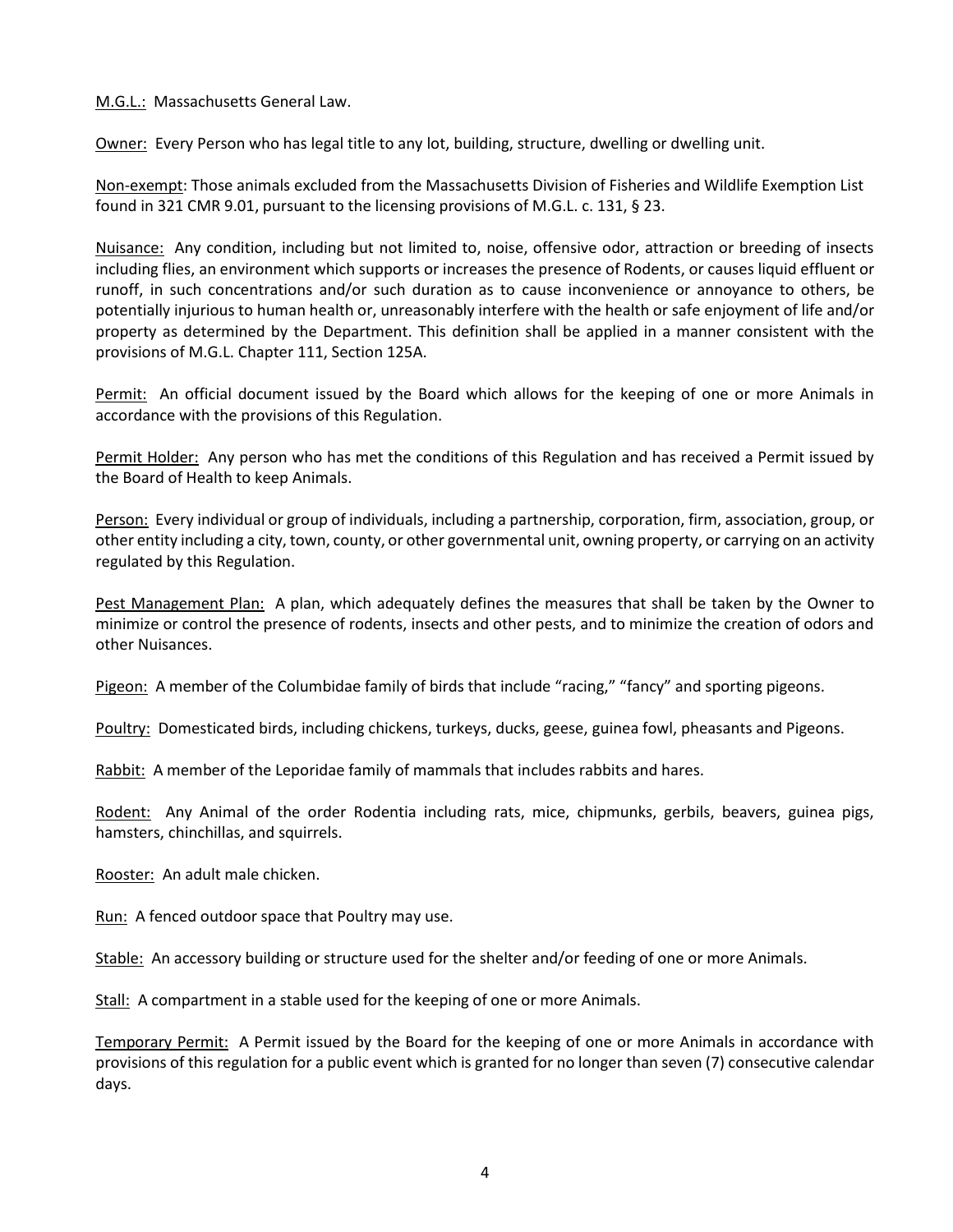M.G.L.: Massachusetts General Law.

Owner: Every Person who has legal title to any lot, building, structure, dwelling or dwelling unit.

Non-exempt: Those animals excluded from the Massachusetts Division of Fisheries and Wildlife Exemption List found in 321 CMR 9.01, pursuant to the licensing provisions of M.G.L. c. 131, § 23.

Nuisance: Any condition, including but not limited to, noise, offensive odor, attraction or breeding of insects including flies, an environment which supports or increases the presence of Rodents, or causes liquid effluent or runoff, in such concentrations and/or such duration as to cause inconvenience or annoyance to others, be potentially injurious to human health or, unreasonably interfere with the health or safe enjoyment of life and/or property as determined by the Department. This definition shall be applied in a manner consistent with the provisions of M.G.L. Chapter 111, Section 125A.

Permit: An official document issued by the Board which allows for the keeping of one or more Animals in accordance with the provisions of this Regulation.

Permit Holder: Any person who has met the conditions of this Regulation and has received a Permit issued by the Board of Health to keep Animals.

Person: Every individual or group of individuals, including a partnership, corporation, firm, association, group, or other entity including a city, town, county, or other governmental unit, owning property, or carrying on an activity regulated by this Regulation.

Pest Management Plan: A plan, which adequately defines the measures that shall be taken by the Owner to minimize or control the presence of rodents, insects and other pests, and to minimize the creation of odors and other Nuisances.

Pigeon: A member of the Columbidae family of birds that include "racing," "fancy" and sporting pigeons.

Poultry: Domesticated birds, including chickens, turkeys, ducks, geese, guinea fowl, pheasants and Pigeons.

Rabbit: A member of the Leporidae family of mammals that includes rabbits and hares.

Rodent: Any Animal of the order Rodentia including rats, mice, chipmunks, gerbils, beavers, guinea pigs, hamsters, chinchillas, and squirrels.

Rooster: An adult male chicken.

Run: A fenced outdoor space that Poultry may use.

Stable: An accessory building or structure used for the shelter and/or feeding of one or more Animals.

Stall: A compartment in a stable used for the keeping of one or more Animals.

Temporary Permit: A Permit issued by the Board for the keeping of one or more Animals in accordance with provisions of this regulation for a public event which is granted for no longer than seven (7) consecutive calendar days.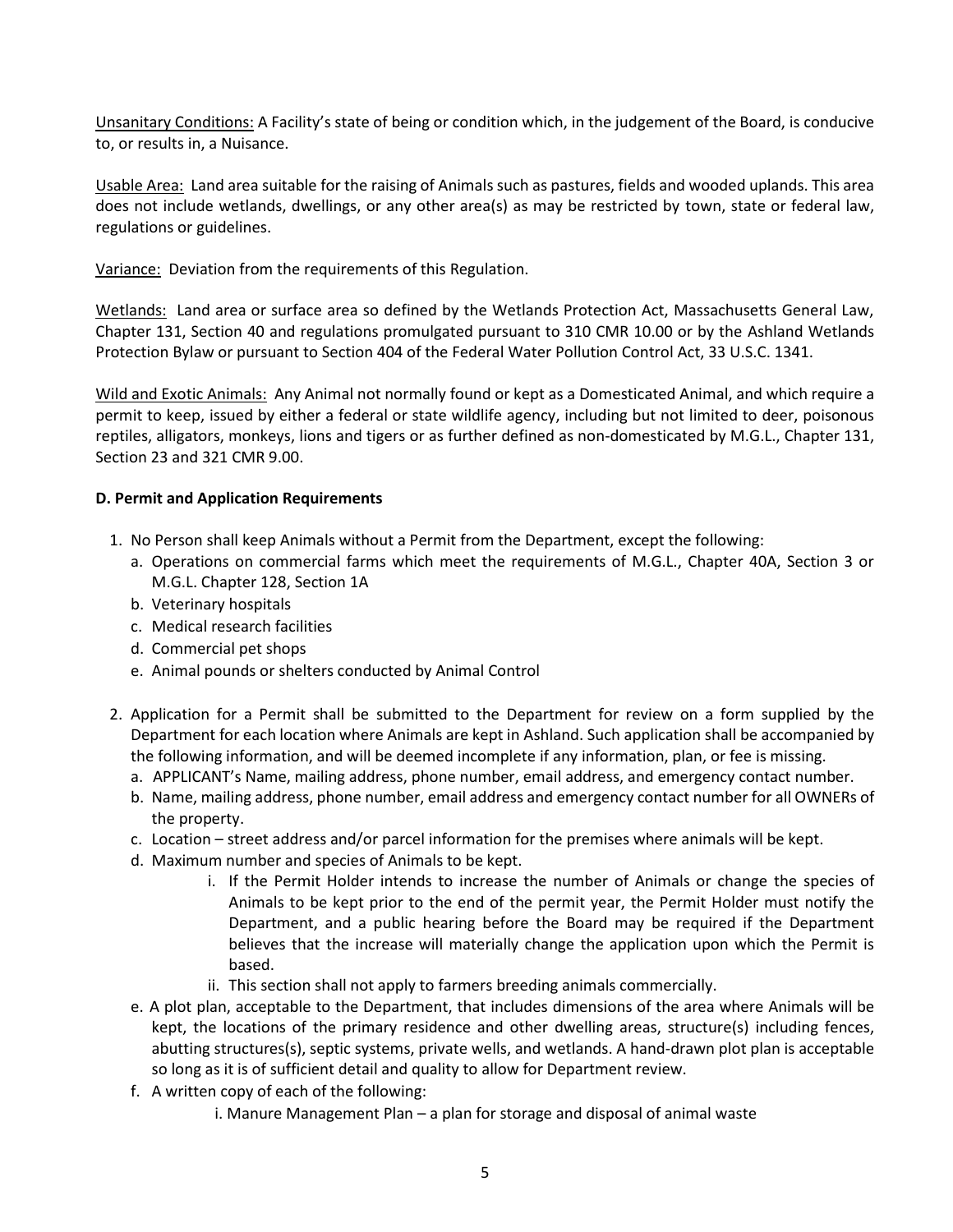<u>Unsanitary Conditions:</u> A Facility's state of being or condition which, in the judgement of the Board, is conducive to, or results in, a Nuisance.

<u>Usable Area:</u> Land area suitable for the raising of Animals such as pastures, fields and wooded uplands. This area does not include wetlands, dwellings, or any other area(s) as may be restricted by town, state or federal law, regulations or guidelines.

<u>Variance:</u> Deviation from the requirements of this Regulation.

<u>Wetlands:</u> Land area or surface area so defined by the Wetlands Protection Act, Massachusetts General Law, Chapter 131, Section 40 and regulations promulgated pursuant to 310 CMR 10.00 or by the Ashland Wetlands Protection Bylaw or pursuant to Section 404 of the Federal Water Pollution Control Act, 33 U.S.C. 1341.

<u>Wild and Exotic Animals:</u> Any Animal not normally found or kept as a Domesticated Animal, and which require a permit to keep, issued by either a federal or state wildlife agency, including but not limited to deer, poisonous reptiles, alligators, monkeys, lions and tigers or as further defined as non-domesticated by M.G.L., Chapter 131, Section 23 and 321 CMR 9.00.

**D. Permit and Application Requirements**

1. No Person shall keep Animals without a Permit from the Department, except the following:
   a. Operations on commercial farms which meet the requirements of M.G.L., Chapter 40A, Section 3 or M.G.L. Chapter 128, Section 1A
   b. Veterinary hospitals
   c. Medical research facilities
   d. Commercial pet shops
   e. Animal pounds or shelters conducted by Animal Control

2. Application for a Permit shall be submitted to the Department for review on a form supplied by the Department for each location where Animals are kept in Ashland. Such application shall be accompanied by the following information, and will be deemed incomplete if any information, plan, or fee is missing.
   a. APPLICANT's Name, mailing address, phone number, email address, and emergency contact number.
   b. Name, mailing address, phone number, email address and emergency contact number for all OWNERs of the property.
   c. Location – street address and/or parcel information for the premises where animals will be kept.
   d. Maximum number and species of Animals to be kept.
      i. If the Permit Holder intends to increase the number of Animals or change the species of Animals to be kept prior to the end of the permit year, the Permit Holder must notify the Department, and a public hearing before the Board may be required if the Department believes that the increase will materially change the application upon which the Permit is based.
      ii. This section shall not apply to farmers breeding animals commercially.
   e. A plot plan, acceptable to the Department, that includes dimensions of the area where Animals will be kept, the locations of the primary residence and other dwelling areas, structure(s) including fences, abutting structures(s), septic systems, private wells, and wetlands. A hand-drawn plot plan is acceptable so long as it is of sufficient detail and quality to allow for Department review.
   f. A written copy of each of the following:
      i. Manure Management Plan – a plan for storage and disposal of animal waste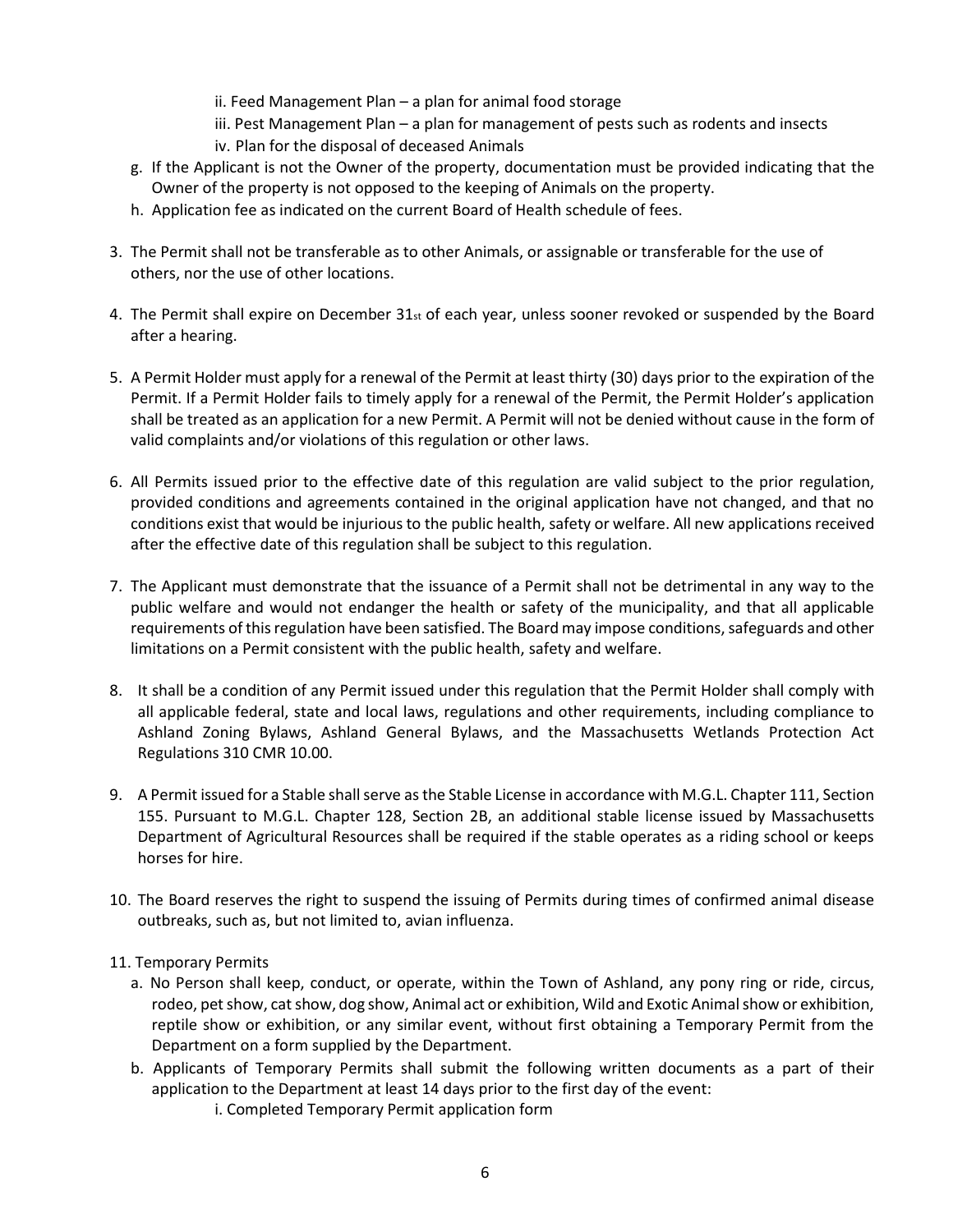ii. Feed Management Plan – a plan for animal food storage
   iii. Pest Management Plan – a plan for management of pests such as rodents and insects
   iv. Plan for the disposal of deceased Animals

g. If the Applicant is not the Owner of the property, documentation must be provided indicating that the Owner of the property is not opposed to the keeping of Animals on the property.

h. Application fee as indicated on the current Board of Health schedule of fees.

3. The Permit shall not be transferable as to other Animals, or assignable or transferable for the use of others, nor the use of other locations.

4. The Permit shall expire on December 31st of each year, unless sooner revoked or suspended by the Board after a hearing.

5. A Permit Holder must apply for a renewal of the Permit at least thirty (30) days prior to the expiration of the Permit. If a Permit Holder fails to timely apply for a renewal of the Permit, the Permit Holder's application shall be treated as an application for a new Permit. A Permit will not be denied without cause in the form of valid complaints and/or violations of this regulation or other laws.

6. All Permits issued prior to the effective date of this regulation are valid subject to the prior regulation, provided conditions and agreements contained in the original application have not changed, and that no conditions exist that would be injurious to the public health, safety or welfare. All new applications received after the effective date of this regulation shall be subject to this regulation.

7. The Applicant must demonstrate that the issuance of a Permit shall not be detrimental in any way to the public welfare and would not endanger the health or safety of the municipality, and that all applicable requirements of this regulation have been satisfied. The Board may impose conditions, safeguards and other limitations on a Permit consistent with the public health, safety and welfare.

8. It shall be a condition of any Permit issued under this regulation that the Permit Holder shall comply with all applicable federal, state and local laws, regulations and other requirements, including compliance to Ashland Zoning Bylaws, Ashland General Bylaws, and the Massachusetts Wetlands Protection Act Regulations 310 CMR 10.00.

9. A Permit issued for a Stable shall serve as the Stable License in accordance with M.G.L. Chapter 111, Section 155. Pursuant to M.G.L. Chapter 128, Section 2B, an additional stable license issued by Massachusetts Department of Agricultural Resources shall be required if the stable operates as a riding school or keeps horses for hire.

10. The Board reserves the right to suspend the issuing of Permits during times of confirmed animal disease outbreaks, such as, but not limited to, avian influenza.

11. Temporary Permits

   a. No Person shall keep, conduct, or operate, within the Town of Ashland, any pony ring or ride, circus, rodeo, pet show, cat show, dog show, Animal act or exhibition, Wild and Exotic Animal show or exhibition, reptile show or exhibition, or any similar event, without first obtaining a Temporary Permit from the Department on a form supplied by the Department.

   b. Applicants of Temporary Permits shall submit the following written documents as a part of their application to the Department at least 14 days prior to the first day of the event:

      i. Completed Temporary Permit application form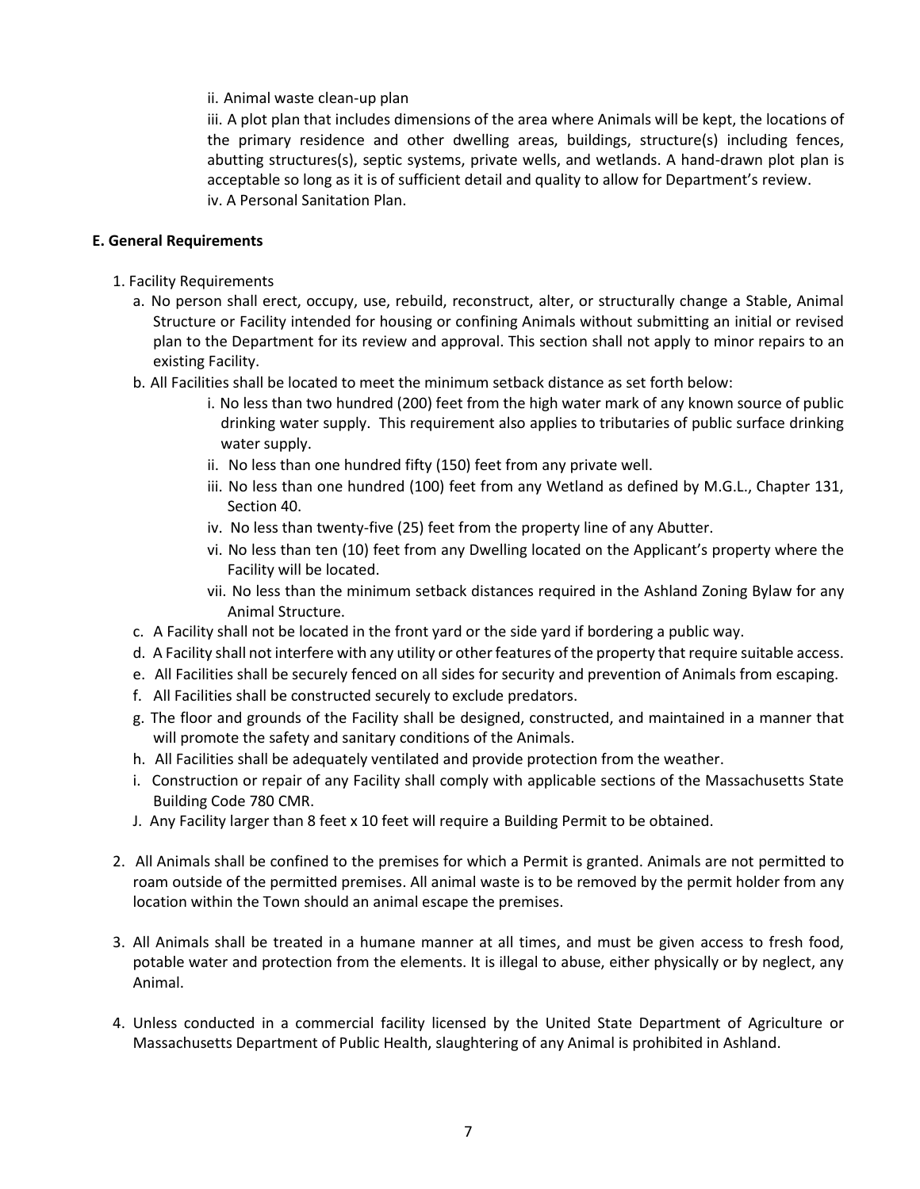ii. Animal waste clean-up plan

iii. A plot plan that includes dimensions of the area where Animals will be kept, the locations of the primary residence and other dwelling areas, buildings, structure(s) including fences, abutting structures(s), septic systems, private wells, and wetlands. A hand-drawn plot plan is acceptable so long as it is of sufficient detail and quality to allow for Department's review.

iv. A Personal Sanitation Plan.

**E. General Requirements**

1. Facility Requirements
   a. No person shall erect, occupy, use, rebuild, reconstruct, alter, or structurally change a Stable, Animal Structure or Facility intended for housing or confining Animals without submitting an initial or revised plan to the Department for its review and approval. This section shall not apply to minor repairs to an existing Facility.

   b. All Facilities shall be located to meet the minimum setback distance as set forth below:

      i. No less than two hundred (200) feet from the high water mark of any known source of public drinking water supply. This requirement also applies to tributaries of public surface drinking water supply.

      ii. No less than one hundred fifty (150) feet from any private well.

      iii. No less than one hundred (100) feet from any Wetland as defined by M.G.L., Chapter 131, Section 40.

      iv. No less than twenty-five (25) feet from the property line of any Abutter.

      vi. No less than ten (10) feet from any Dwelling located on the Applicant's property where the Facility will be located.

      vii. No less than the minimum setback distances required in the Ashland Zoning Bylaw for any Animal Structure.

   c. A Facility shall not be located in the front yard or the side yard if bordering a public way.

   d. A Facility shall not interfere with any utility or other features of the property that require suitable access.

   e. All Facilities shall be securely fenced on all sides for security and prevention of Animals from escaping.

   f. All Facilities shall be constructed securely to exclude predators.

   g. The floor and grounds of the Facility shall be designed, constructed, and maintained in a manner that will promote the safety and sanitary conditions of the Animals.

   h. All Facilities shall be adequately ventilated and provide protection from the weather.

   i. Construction or repair of any Facility shall comply with applicable sections of the Massachusetts State Building Code 780 CMR.

   J. Any Facility larger than 8 feet x 10 feet will require a Building Permit to be obtained.

2. All Animals shall be confined to the premises for which a Permit is granted. Animals are not permitted to roam outside of the permitted premises. All animal waste is to be removed by the permit holder from any location within the Town should an animal escape the premises.

3. All Animals shall be treated in a humane manner at all times, and must be given access to fresh food, potable water and protection from the elements. It is illegal to abuse, either physically or by neglect, any Animal.

4. Unless conducted in a commercial facility licensed by the United State Department of Agriculture or Massachusetts Department of Public Health, slaughtering of any Animal is prohibited in Ashland.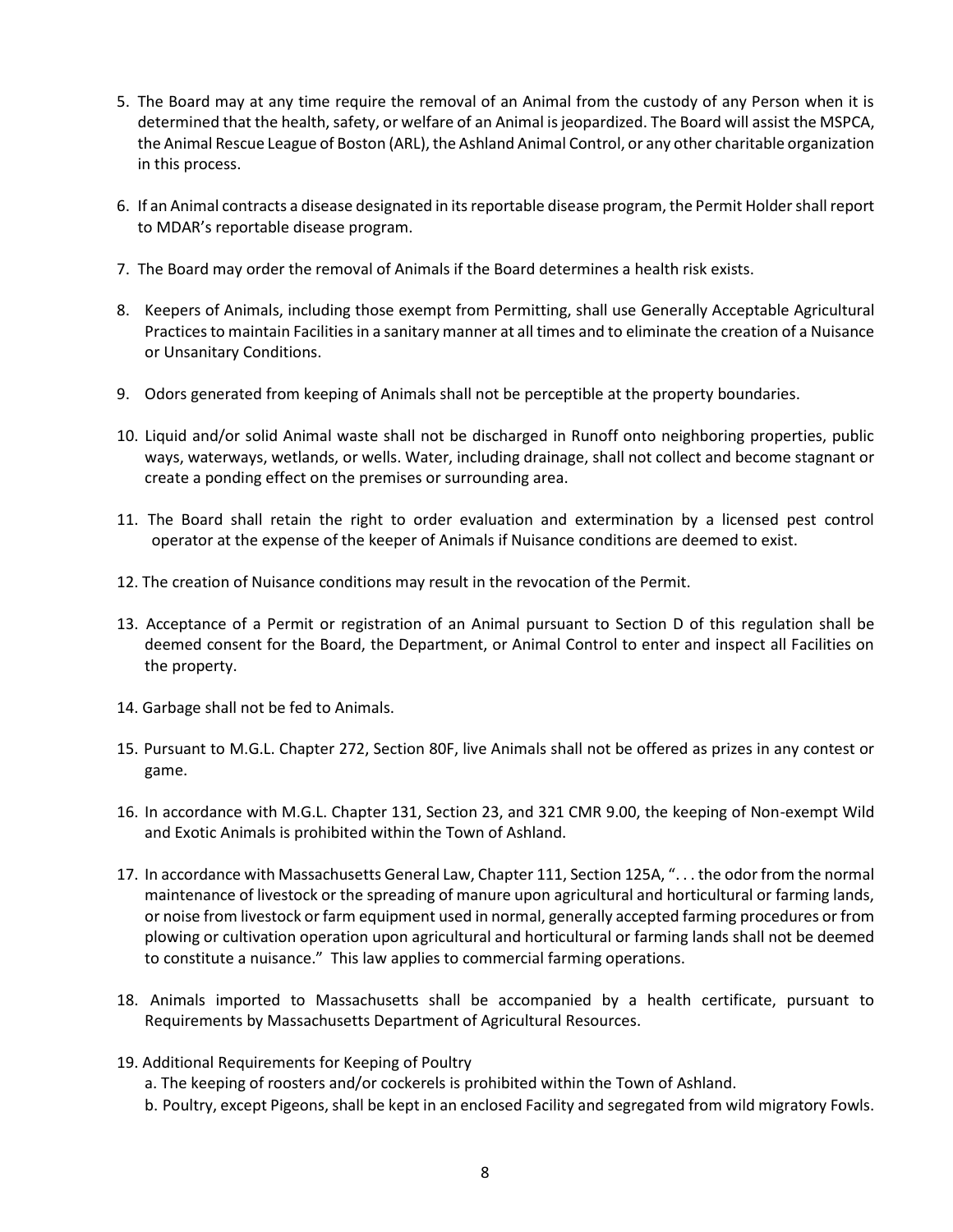5. The Board may at any time require the removal of an Animal from the custody of any Person when it is determined that the health, safety, or welfare of an Animal is jeopardized. The Board will assist the MSPCA, the Animal Rescue League of Boston (ARL), the Ashland Animal Control, or any other charitable organization in this process.

6. If an Animal contracts a disease designated in its reportable disease program, the Permit Holder shall report to MDAR's reportable disease program.

7. The Board may order the removal of Animals if the Board determines a health risk exists.

8. Keepers of Animals, including those exempt from Permitting, shall use Generally Acceptable Agricultural Practices to maintain Facilities in a sanitary manner at all times and to eliminate the creation of a Nuisance or Unsanitary Conditions.

9. Odors generated from keeping of Animals shall not be perceptible at the property boundaries.

10. Liquid and/or solid Animal waste shall not be discharged in Runoff onto neighboring properties, public ways, waterways, wetlands, or wells. Water, including drainage, shall not collect and become stagnant or create a ponding effect on the premises or surrounding area.

11. The Board shall retain the right to order evaluation and extermination by a licensed pest control operator at the expense of the keeper of Animals if Nuisance conditions are deemed to exist.

12. The creation of Nuisance conditions may result in the revocation of the Permit.

13. Acceptance of a Permit or registration of an Animal pursuant to Section D of this regulation shall be deemed consent for the Board, the Department, or Animal Control to enter and inspect all Facilities on the property.

14. Garbage shall not be fed to Animals.

15. Pursuant to M.G.L. Chapter 272, Section 80F, live Animals shall not be offered as prizes in any contest or game.

16. In accordance with M.G.L. Chapter 131, Section 23, and 321 CMR 9.00, the keeping of Non-exempt Wild and Exotic Animals is prohibited within the Town of Ashland.

17. In accordance with Massachusetts General Law, Chapter 111, Section 125A, ". . . the odor from the normal maintenance of livestock or the spreading of manure upon agricultural and horticultural or farming lands, or noise from livestock or farm equipment used in normal, generally accepted farming procedures or from plowing or cultivation operation upon agricultural and horticultural or farming lands shall not be deemed to constitute a nuisance." This law applies to commercial farming operations.

18. Animals imported to Massachusetts shall be accompanied by a health certificate, pursuant to Requirements by Massachusetts Department of Agricultural Resources.

19. Additional Requirements for Keeping of Poultry
    a. The keeping of roosters and/or cockerels is prohibited within the Town of Ashland.
    b. Poultry, except Pigeons, shall be kept in an enclosed Facility and segregated from wild migratory Fowls.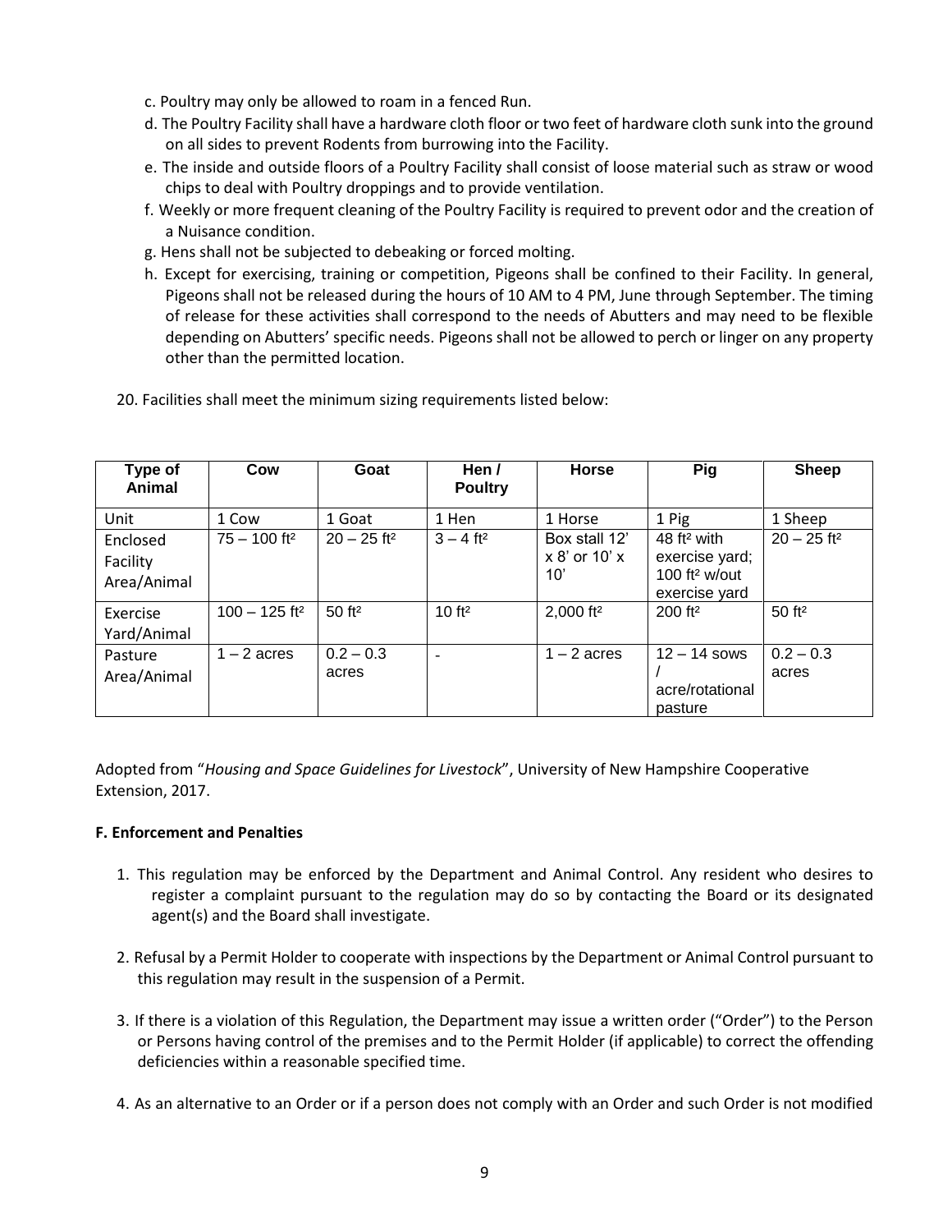c. Poultry may only be allowed to roam in a fenced Run.

d. The Poultry Facility shall have a hardware cloth floor or two feet of hardware cloth sunk into the ground on all sides to prevent Rodents from burrowing into the Facility.

e. The inside and outside floors of a Poultry Facility shall consist of loose material such as straw or wood chips to deal with Poultry droppings and to provide ventilation.

f. Weekly or more frequent cleaning of the Poultry Facility is required to prevent odor and the creation of a Nuisance condition.

g. Hens shall not be subjected to debeaking or forced molting.

h. Except for exercising, training or competition, Pigeons shall be confined to their Facility. In general, Pigeons shall not be released during the hours of 10 AM to 4 PM, June through September. The timing of release for these activities shall correspond to the needs of Abutters and may need to be flexible depending on Abutters' specific needs. Pigeons shall not be allowed to perch or linger on any property other than the permitted location.

20. Facilities shall meet the minimum sizing requirements listed below:

| Type of Animal | Cow | Goat | Hen / Poultry | Horse | Pig | Sheep |
|---|---|---|---|---|---|---|
| Unit | 1 Cow | 1 Goat | 1 Hen | 1 Horse | 1 Pig | 1 Sheep |
| Enclosed Facility Area/Animal | 75 – 100 ft² | 20 – 25 ft² | 3 – 4 ft² | Box stall 12' x 8' or 10' x 10' | 48 ft² with exercise yard; 100 ft² w/out exercise yard | 20 – 25 ft² |
| Exercise Yard/Animal | 100 – 125 ft² | 50 ft² | 10 ft² | 2,000 ft² | 200 ft² | 50 ft² |
| Pasture Area/Animal | 1 – 2 acres | 0.2 – 0.3 acres | - | 1 – 2 acres | 12 – 14 sows / acre/rotational pasture | 0.2 – 0.3 acres |

Adopted from "*Housing and Space Guidelines for Livestock*", University of New Hampshire Cooperative Extension, 2017.

**F. Enforcement and Penalties**

1. This regulation may be enforced by the Department and Animal Control. Any resident who desires to register a complaint pursuant to the regulation may do so by contacting the Board or its designated agent(s) and the Board shall investigate.

2. Refusal by a Permit Holder to cooperate with inspections by the Department or Animal Control pursuant to this regulation may result in the suspension of a Permit.

3. If there is a violation of this Regulation, the Department may issue a written order ("Order") to the Person or Persons having control of the premises and to the Permit Holder (if applicable) to correct the offending deficiencies within a reasonable specified time.

4. As an alternative to an Order or if a person does not comply with an Order and such Order is not modified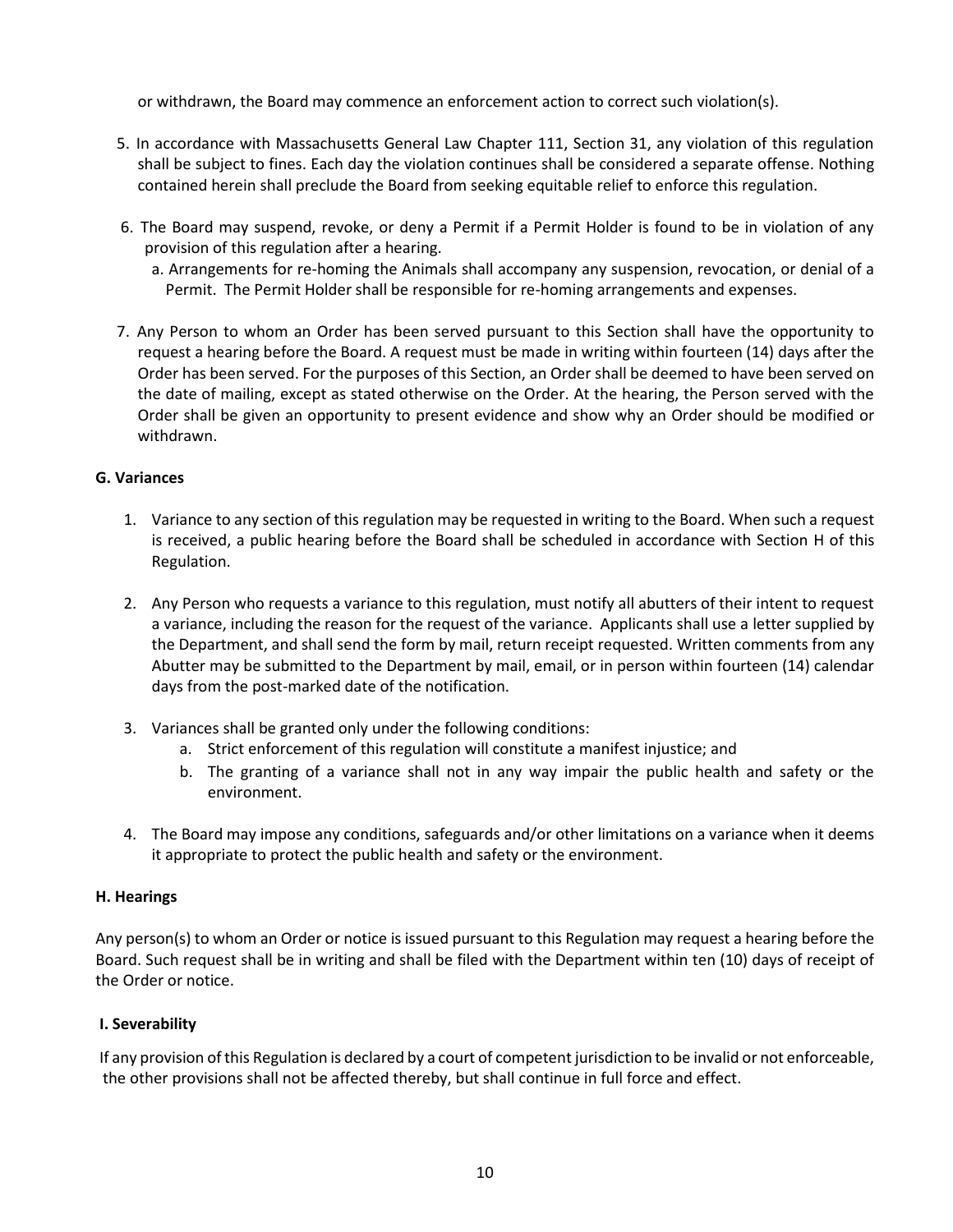or withdrawn, the Board may commence an enforcement action to correct such violation(s).

5. In accordance with Massachusetts General Law Chapter 111, Section 31, any violation of this regulation shall be subject to fines. Each day the violation continues shall be considered a separate offense. Nothing contained herein shall preclude the Board from seeking equitable relief to enforce this regulation.

6. The Board may suspend, revoke, or deny a Permit if a Permit Holder is found to be in violation of any provision of this regulation after a hearing.
   a. Arrangements for re-homing the Animals shall accompany any suspension, revocation, or denial of a Permit. The Permit Holder shall be responsible for re-homing arrangements and expenses.

7. Any Person to whom an Order has been served pursuant to this Section shall have the opportunity to request a hearing before the Board. A request must be made in writing within fourteen (14) days after the Order has been served. For the purposes of this Section, an Order shall be deemed to have been served on the date of mailing, except as stated otherwise on the Order. At the hearing, the Person served with the Order shall be given an opportunity to present evidence and show why an Order should be modified or withdrawn.

**G. Variances**

1. Variance to any section of this regulation may be requested in writing to the Board. When such a request is received, a public hearing before the Board shall be scheduled in accordance with Section H of this Regulation.

2. Any Person who requests a variance to this regulation, must notify all abutters of their intent to request a variance, including the reason for the request of the variance. Applicants shall use a letter supplied by the Department, and shall send the form by mail, return receipt requested. Written comments from any Abutter may be submitted to the Department by mail, email, or in person within fourteen (14) calendar days from the post-marked date of the notification.

3. Variances shall be granted only under the following conditions:
   a. Strict enforcement of this regulation will constitute a manifest injustice; and
   b. The granting of a variance shall not in any way impair the public health and safety or the environment.

4. The Board may impose any conditions, safeguards and/or other limitations on a variance when it deems it appropriate to protect the public health and safety or the environment.

**H. Hearings**

Any person(s) to whom an Order or notice is issued pursuant to this Regulation may request a hearing before the Board. Such request shall be in writing and shall be filed with the Department within ten (10) days of receipt of the Order or notice.

**I. Severability**

If any provision of this Regulation is declared by a court of competent jurisdiction to be invalid or not enforceable, the other provisions shall not be affected thereby, but shall continue in full force and effect.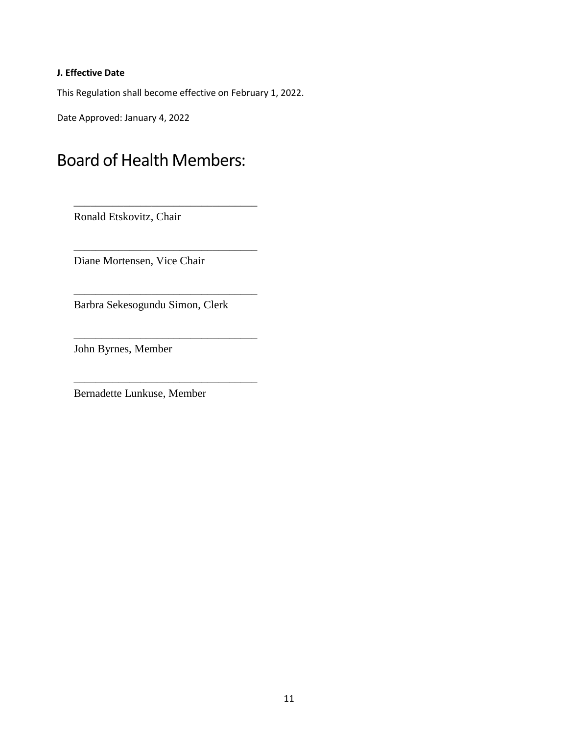**J. Effective Date**

This Regulation shall become effective on February 1, 2022.

Date Approved: January 4, 2022

# Board of Health Members:

_________________________________
Ronald Etskovitz, Chair

_________________________________
Diane Mortensen, Vice Chair

_________________________________
Barbra Sekesogundu Simon, Clerk

_________________________________
John Byrnes, Member

_________________________________
Bernadette Lunkuse, Member